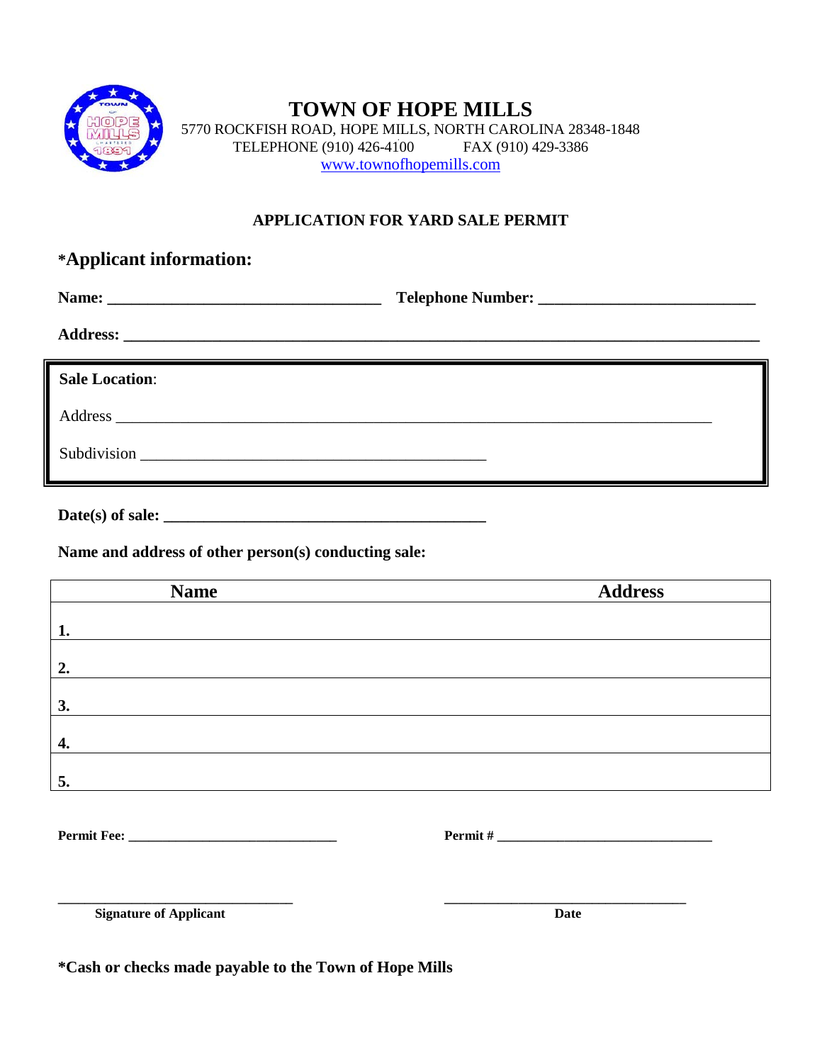# TOWN OF HOPE MILLS

5770 ROCKFISH ROAD, HOPE MILLS, NORTH CAROLINA 28348-1848
TELEPHONE (910) 426-4100 FAX (910) 429-3386
www.townofhopemills.com

## APPLICATION FOR YARD SALE PERMIT

### *Applicant information:

**Name:** ______________________________ **Telephone Number:** ______________________________

**Address:** ______________________________________________________________________________

**Sale Location**:

Address ______________________________________________________________________________

Subdivision ______________________________________________

**Date(s) of sale:** ______________________________________

**Name and address of other person(s) conducting sale:**

| Name | Address |
|---|---|
| **1.** | |
| **2.** | |
| **3.** | |
| **4.** | |
| **5.** | |

**Permit Fee:** ______________________________ **Permit #** ______________________________

______________________________ ______________________________
**Signature of Applicant** **Date**

**\*Cash or checks made payable to the Town of Hope Mills**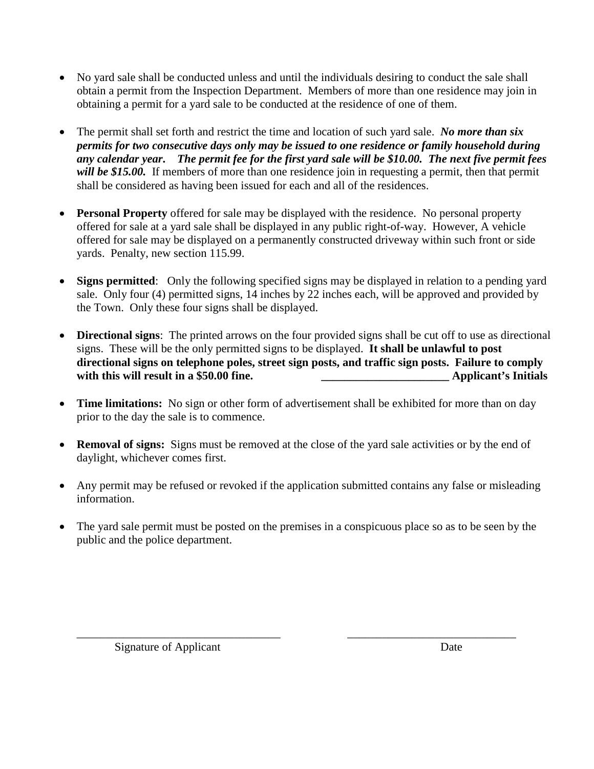- No yard sale shall be conducted unless and until the individuals desiring to conduct the sale shall obtain a permit from the Inspection Department. Members of more than one residence may join in obtaining a permit for a yard sale to be conducted at the residence of one of them.

- The permit shall set forth and restrict the time and location of such yard sale. ***No more than six permits for two consecutive days only may be issued to one residence or family household during any calendar year. The permit fee for the first yard sale will be $10.00. The next five permit fees will be $15.00.*** If members of more than one residence join in requesting a permit, then that permit shall be considered as having been issued for each and all of the residences.

- **Personal Property** offered for sale may be displayed with the residence. No personal property offered for sale at a yard sale shall be displayed in any public right-of-way. However, A vehicle offered for sale may be displayed on a permanently constructed driveway within such front or side yards. Penalty, new section 115.99.

- **Signs permitted**: Only the following specified signs may be displayed in relation to a pending yard sale. Only four (4) permitted signs, 14 inches by 22 inches each, will be approved and provided by the Town. Only these four signs shall be displayed.

- **Directional signs**: The printed arrows on the four provided signs shall be cut off to use as directional signs. These will be the only permitted signs to be displayed. **It shall be unlawful to post directional signs on telephone poles, street sign posts, and traffic sign posts. Failure to comply with this will result in a $50.00 fine. ______________________ Applicant's Initials**

- **Time limitations:** No sign or other form of advertisement shall be exhibited for more than on day prior to the day the sale is to commence.

- **Removal of signs:** Signs must be removed at the close of the yard sale activities or by the end of daylight, whichever comes first.

- Any permit may be refused or revoked if the application submitted contains any false or misleading information.

- The yard sale permit must be posted on the premises in a conspicuous place so as to be seen by the public and the police department.

___________________________________ ______________________________

Signature of Applicant Date